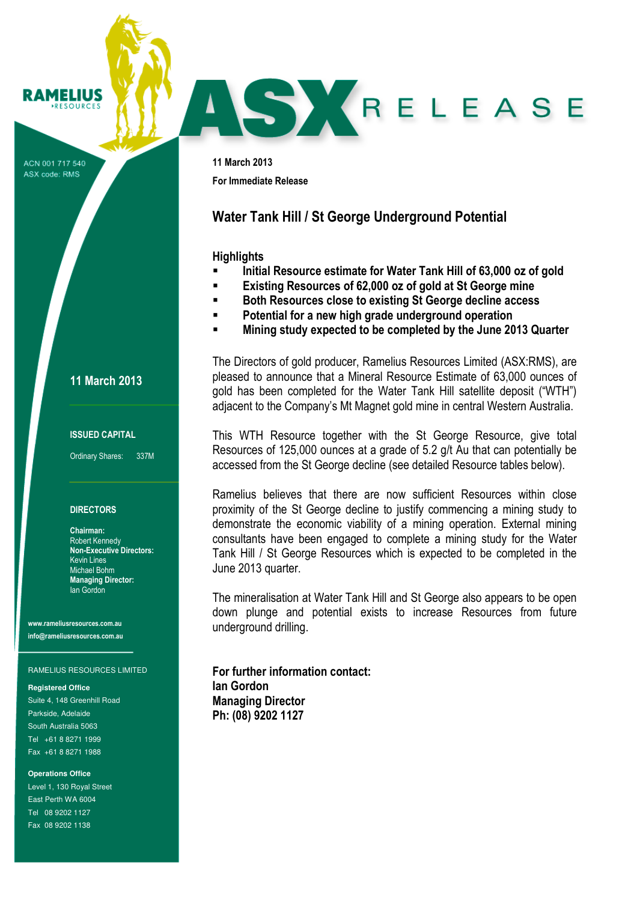RAMELIUS RESOURCES

# ASX RELEASE

ACN 001 717 540
ASX code: RMS

11 March 2013

**ISSUED CAPITAL**

Ordinary Shares: 337M

**DIRECTORS**

**Chairman:**
Robert Kennedy
**Non-Executive Directors:**
Kevin Lines
Michael Bohm
**Managing Director:**
Ian Gordon

**www.rameliusresources.com.au**
**info@rameliusresources.com.au**

RAMELIUS RESOURCES LIMITED

**Registered Office**
Suite 4, 148 Greenhill Road
Parkside, Adelaide
South Australia 5063
Tel +61 8 8271 1999
Fax +61 8 8271 1988

**Operations Office**
Level 1, 130 Royal Street
East Perth WA 6004
Tel 08 9202 1127
Fax 08 9202 1138

**11 March 2013**

**For Immediate Release**

## Water Tank Hill / St George Underground Potential

### Highlights

- **Initial Resource estimate for Water Tank Hill of 63,000 oz of gold**
- **Existing Resources of 62,000 oz of gold at St George mine**
- **Both Resources close to existing St George decline access**
- **Potential for a new high grade underground operation**
- **Mining study expected to be completed by the June 2013 Quarter**

The Directors of gold producer, Ramelius Resources Limited (ASX:RMS), are pleased to announce that a Mineral Resource Estimate of 63,000 ounces of gold has been completed for the Water Tank Hill satellite deposit ("WTH") adjacent to the Company's Mt Magnet gold mine in central Western Australia.

This WTH Resource together with the St George Resource, give total Resources of 125,000 ounces at a grade of 5.2 g/t Au that can potentially be accessed from the St George decline (see detailed Resource tables below).

Ramelius believes that there are now sufficient Resources within close proximity of the St George decline to justify commencing a mining study to demonstrate the economic viability of a mining operation. External mining consultants have been engaged to complete a mining study for the Water Tank Hill / St George Resources which is expected to be completed in the June 2013 quarter.

The mineralisation at Water Tank Hill and St George also appears to be open down plunge and potential exists to increase Resources from future underground drilling.

**For further information contact:**
**Ian Gordon**
**Managing Director**
**Ph: (08) 9202 1127**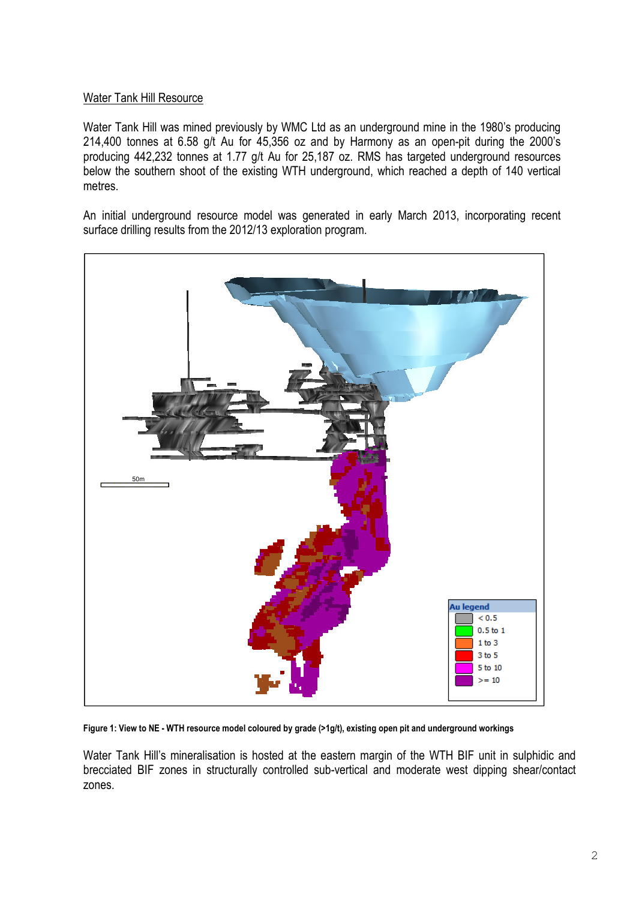Water Tank Hill Resource

Water Tank Hill was mined previously by WMC Ltd as an underground mine in the 1980's producing 214,400 tonnes at 6.58 g/t Au for 45,356 oz and by Harmony as an open-pit during the 2000's producing 442,232 tonnes at 1.77 g/t Au for 25,187 oz. RMS has targeted underground resources below the southern shoot of the existing WTH underground, which reached a depth of 140 vertical metres.

An initial underground resource model was generated in early March 2013, incorporating recent surface drilling results from the 2012/13 exploration program.

**Figure 1: View to NE - WTH resource model coloured by grade (>1g/t), existing open pit and underground workings**

Water Tank Hill's mineralisation is hosted at the eastern margin of the WTH BIF unit in sulphidic and brecciated BIF zones in structurally controlled sub-vertical and moderate west dipping shear/contact zones.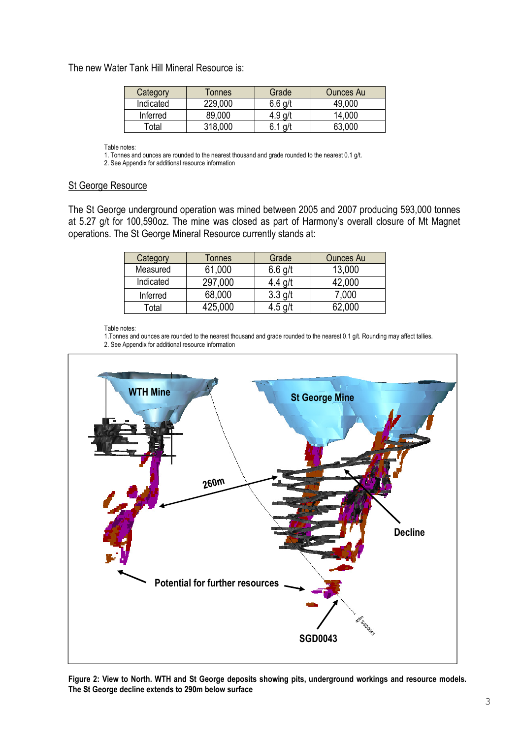The new Water Tank Hill Mineral Resource is:

| Category | Tonnes | Grade | Ounces Au |
|---|---|---|---|
| Indicated | 229,000 | 6.6 g/t | 49,000 |
| Inferred | 89,000 | 4.9 g/t | 14,000 |
| Total | 318,000 | 6.1 g/t | 63,000 |

Table notes:
1. Tonnes and ounces are rounded to the nearest thousand and grade rounded to the nearest 0.1 g/t.
2. See Appendix for additional resource information

## St George Resource

The St George underground operation was mined between 2005 and 2007 producing 593,000 tonnes at 5.27 g/t for 100,590oz. The mine was closed as part of Harmony's overall closure of Mt Magnet operations. The St George Mineral Resource currently stands at:

| Category | Tonnes | Grade | Ounces Au |
|---|---|---|---|
| Measured | 61,000 | 6.6 g/t | 13,000 |
| Indicated | 297,000 | 4.4 g/t | 42,000 |
| Inferred | 68,000 | 3.3 g/t | 7,000 |
| Total | 425,000 | 4.5 g/t | 62,000 |

Table notes:
1.Tonnes and ounces are rounded to the nearest thousand and grade rounded to the nearest 0.1 g/t. Rounding may affect tallies.
2. See Appendix for additional resource information

**Figure 2: View to North. WTH and St George deposits showing pits, underground workings and resource models. The St George decline extends to 290m below surface**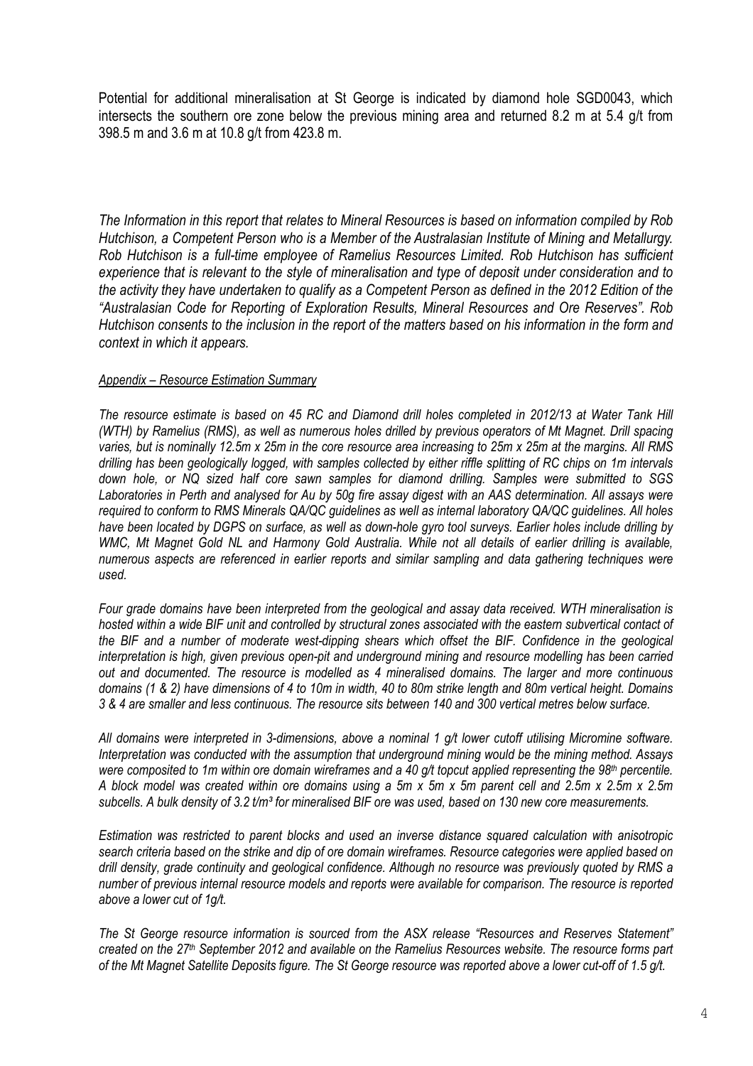Potential for additional mineralisation at St George is indicated by diamond hole SGD0043, which intersects the southern ore zone below the previous mining area and returned 8.2 m at 5.4 g/t from 398.5 m and 3.6 m at 10.8 g/t from 423.8 m.

*The Information in this report that relates to Mineral Resources is based on information compiled by Rob Hutchison, a Competent Person who is a Member of the Australasian Institute of Mining and Metallurgy. Rob Hutchison is a full-time employee of Ramelius Resources Limited. Rob Hutchison has sufficient experience that is relevant to the style of mineralisation and type of deposit under consideration and to the activity they have undertaken to qualify as a Competent Person as defined in the 2012 Edition of the "Australasian Code for Reporting of Exploration Results, Mineral Resources and Ore Reserves". Rob Hutchison consents to the inclusion in the report of the matters based on his information in the form and context in which it appears.*

*Appendix – Resource Estimation Summary*

*The resource estimate is based on 45 RC and Diamond drill holes completed in 2012/13 at Water Tank Hill (WTH) by Ramelius (RMS), as well as numerous holes drilled by previous operators of Mt Magnet. Drill spacing varies, but is nominally 12.5m x 25m in the core resource area increasing to 25m x 25m at the margins. All RMS drilling has been geologically logged, with samples collected by either riffle splitting of RC chips on 1m intervals down hole, or NQ sized half core sawn samples for diamond drilling. Samples were submitted to SGS Laboratories in Perth and analysed for Au by 50g fire assay digest with an AAS determination. All assays were required to conform to RMS Minerals QA/QC guidelines as well as internal laboratory QA/QC guidelines. All holes have been located by DGPS on surface, as well as down-hole gyro tool surveys. Earlier holes include drilling by WMC, Mt Magnet Gold NL and Harmony Gold Australia. While not all details of earlier drilling is available, numerous aspects are referenced in earlier reports and similar sampling and data gathering techniques were used.*

*Four grade domains have been interpreted from the geological and assay data received. WTH mineralisation is hosted within a wide BIF unit and controlled by structural zones associated with the eastern subvertical contact of the BIF and a number of moderate west-dipping shears which offset the BIF. Confidence in the geological interpretation is high, given previous open-pit and underground mining and resource modelling has been carried out and documented. The resource is modelled as 4 mineralised domains. The larger and more continuous domains (1 & 2) have dimensions of 4 to 10m in width, 40 to 80m strike length and 80m vertical height. Domains 3 & 4 are smaller and less continuous. The resource sits between 140 and 300 vertical metres below surface.*

*All domains were interpreted in 3-dimensions, above a nominal 1 g/t lower cutoff utilising Micromine software. Interpretation was conducted with the assumption that underground mining would be the mining method. Assays were composited to 1m within ore domain wireframes and a 40 g/t topcut applied representing the 98th percentile. A block model was created within ore domains using a 5m x 5m x 5m parent cell and 2.5m x 2.5m x 2.5m subcells. A bulk density of 3.2 t/m³ for mineralised BIF ore was used, based on 130 new core measurements.*

*Estimation was restricted to parent blocks and used an inverse distance squared calculation with anisotropic search criteria based on the strike and dip of ore domain wireframes. Resource categories were applied based on drill density, grade continuity and geological confidence. Although no resource was previously quoted by RMS a number of previous internal resource models and reports were available for comparison. The resource is reported above a lower cut of 1g/t.*

*The St George resource information is sourced from the ASX release "Resources and Reserves Statement" created on the 27th September 2012 and available on the Ramelius Resources website. The resource forms part of the Mt Magnet Satellite Deposits figure. The St George resource was reported above a lower cut-off of 1.5 g/t.*